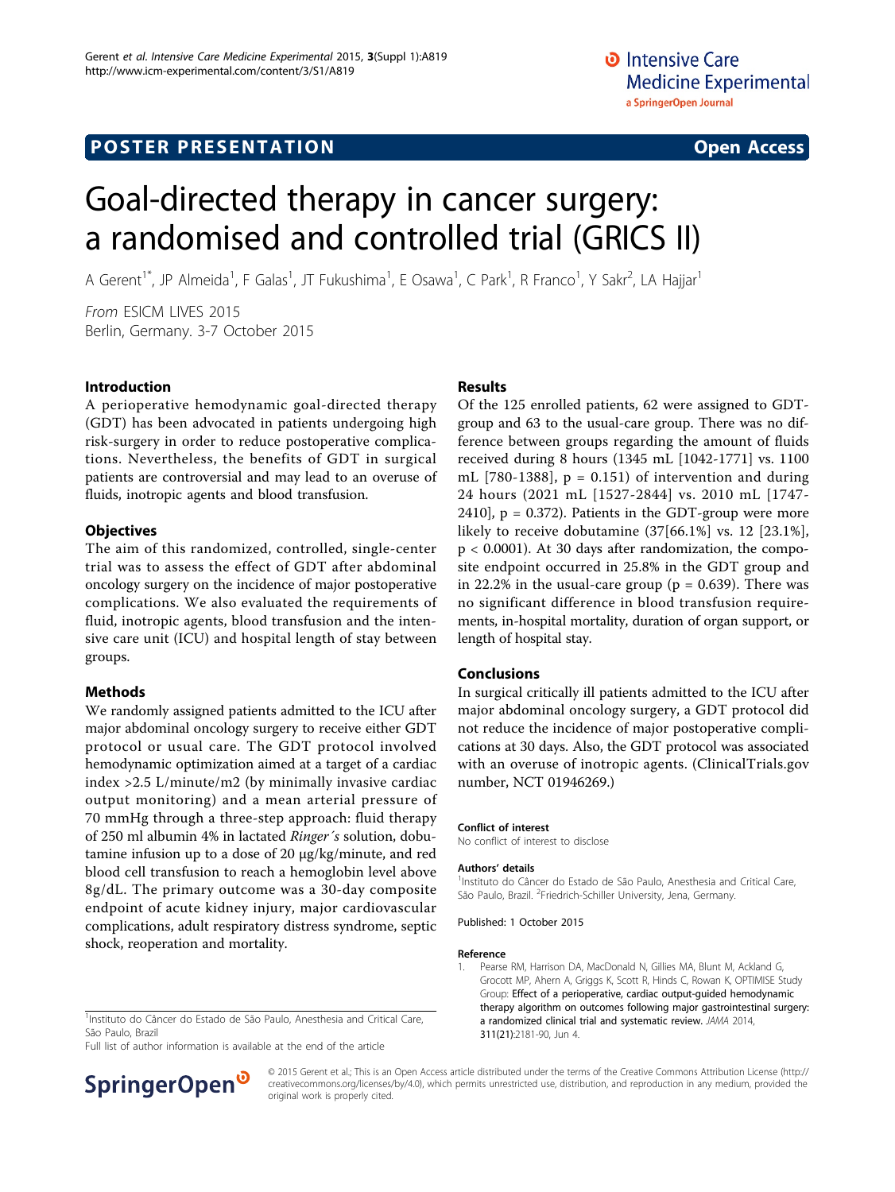POSTER PRESENTATION Open Access

# Goal-directed therapy in cancer surgery: a randomised and controlled trial (GRICS II)

A Gerent[1*], JP Almeida[1], F Galas[1], JT Fukushima[1], E Osawa[1], C Park[1], R Franco[1], Y Sakr[2], LA Hajjar[1]

From ESICM LIVES 2015
Berlin, Germany. 3-7 October 2015

## Introduction

A perioperative hemodynamic goal-directed therapy (GDT) has been advocated in patients undergoing high risk-surgery in order to reduce postoperative complications. Nevertheless, the benefits of GDT in surgical patients are controversial and may lead to an overuse of fluids, inotropic agents and blood transfusion.

## Objectives

The aim of this randomized, controlled, single-center trial was to assess the effect of GDT after abdominal oncology surgery on the incidence of major postoperative complications. We also evaluated the requirements of fluid, inotropic agents, blood transfusion and the intensive care unit (ICU) and hospital length of stay between groups.

## Methods

We randomly assigned patients admitted to the ICU after major abdominal oncology surgery to receive either GDT protocol or usual care. The GDT protocol involved hemodynamic optimization aimed at a target of a cardiac index >2.5 L/minute/m2 (by minimally invasive cardiac output monitoring) and a mean arterial pressure of 70 mmHg through a three-step approach: fluid therapy of 250 ml albumin 4% in lactated *Ringer´s* solution, dobutamine infusion up to a dose of 20 μg/kg/minute, and red blood cell transfusion to reach a hemoglobin level above 8g/dL. The primary outcome was a 30-day composite endpoint of acute kidney injury, major cardiovascular complications, adult respiratory distress syndrome, septic shock, reoperation and mortality.

## Results

Of the 125 enrolled patients, 62 were assigned to GDT-group and 63 to the usual-care group. There was no difference between groups regarding the amount of fluids received during 8 hours (1345 mL [1042-1771] vs. 1100 mL [780-1388], $p = 0.151$) of intervention and during 24 hours (2021 mL [1527-2844] vs. 2010 mL [1747-2410], $p = 0.372$). Patients in the GDT-group were more likely to receive dobutamine (37[66.1%] vs. 12 [23.1%], $p < 0.0001$). At 30 days after randomization, the composite endpoint occurred in 25.8% in the GDT group and in 22.2% in the usual-care group ($p = 0.639$). There was no significant difference in blood transfusion requirements, in-hospital mortality, duration of organ support, or length of hospital stay.

## Conclusions

In surgical critically ill patients admitted to the ICU after major abdominal oncology surgery, a GDT protocol did not reduce the incidence of major postoperative complications at 30 days. Also, the GDT protocol was associated with an overuse of inotropic agents. (ClinicalTrials.gov number, NCT 01946269.)

### Conflict of interest

No conflict of interest to disclose

### Authors' details

[1]Instituto do Câncer do Estado de São Paulo, Anesthesia and Critical Care, São Paulo, Brazil. [2]Friedrich-Schiller University, Jena, Germany.

Published: 1 October 2015

### Reference

1. Pearse RM, Harrison DA, MacDonald N, Gillies MA, Blunt M, Ackland G, Grocott MP, Ahern A, Griggs K, Scott R, Hinds C, Rowan K, OPTIMISE Study Group: **Effect of a perioperative, cardiac output-guided hemodynamic therapy algorithm on outcomes following major gastrointestinal surgery: a randomized clinical trial and systematic review.** *JAMA* 2014, 311(21):2181-90, Jun 4.

[1]Instituto do Câncer do Estado de São Paulo, Anesthesia and Critical Care, São Paulo, Brazil
Full list of author information is available at the end of the article

© 2015 Gerent et al.; This is an Open Access article distributed under the terms of the Creative Commons Attribution License (http://creativecommons.org/licenses/by/4.0), which permits unrestricted use, distribution, and reproduction in any medium, provided the original work is properly cited.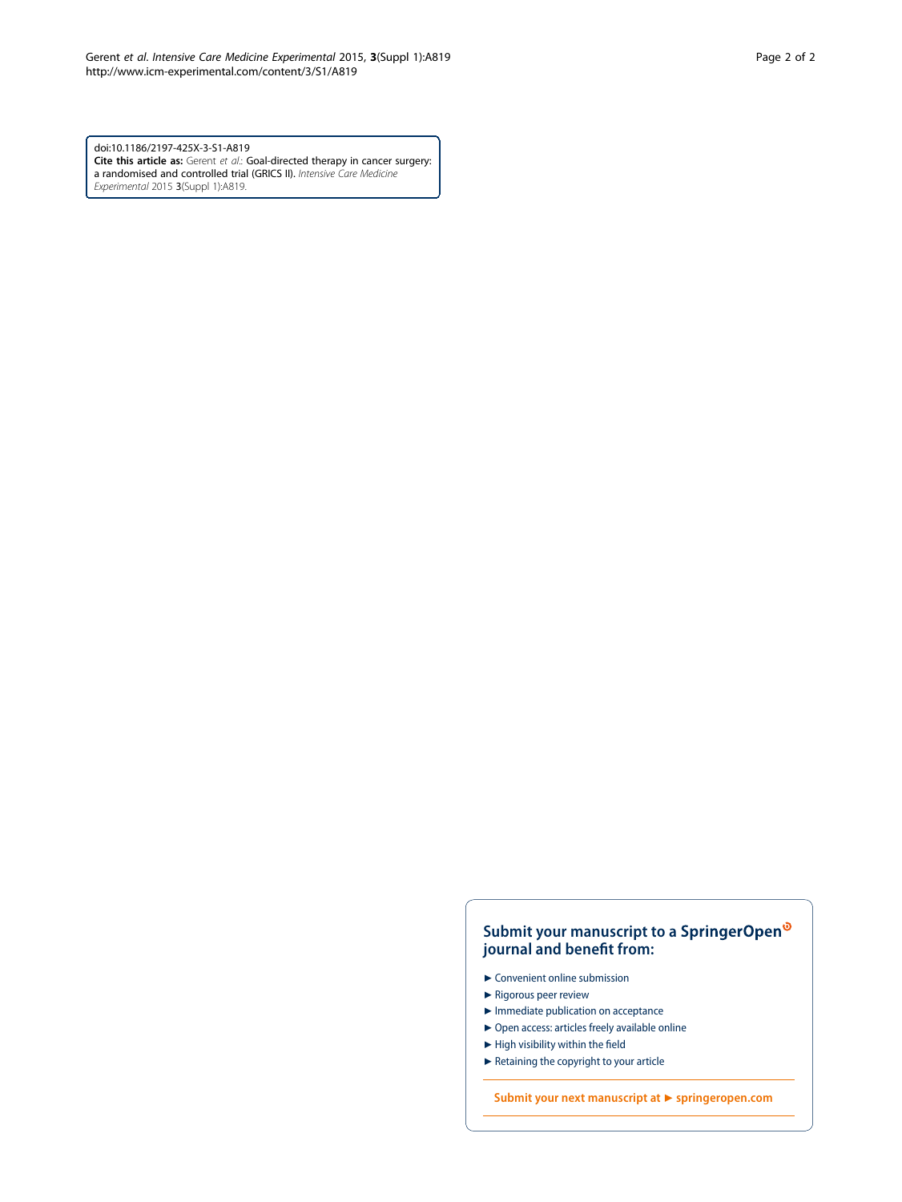doi:10.1186/2197-425X-3-S1-A819

**Cite this article as:** Gerent *et al.*: Goal-directed therapy in cancer surgery: a randomised and controlled trial (GRICS II). *Intensive Care Medicine Experimental* 2015 **3**(Suppl 1):A819.

**Submit your manuscript to a SpringerOpen journal and benefit from:**

- ► Convenient online submission
- ► Rigorous peer review
- ► Immediate publication on acceptance
- ► Open access: articles freely available online
- ► High visibility within the field
- ► Retaining the copyright to your article

**Submit your next manuscript at ► springeropen.com**